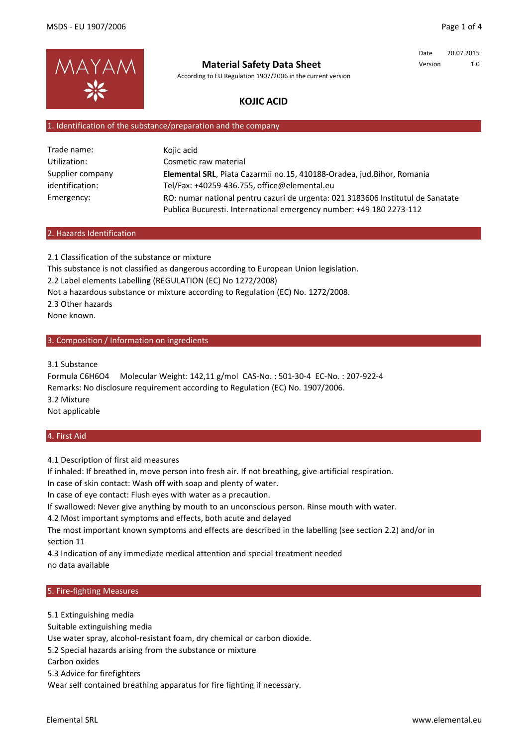MAYAM

# Material Safety Data Sheet

According to EU Regulation 1907/2006 in the current version

Date 20.07.2015
Version 1.0

## KOJIC ACID

## 1. Identification of the substance/preparation and the company

| | |
|---|---|
| Trade name: | Kojic acid |
| Utilization: | Cosmetic raw material |
| Supplier company identification: | **Elemental SRL**, Piata Cazarmii no.15, 410188-Oradea, jud.Bihor, Romania<br>Tel/Fax: +40259-436.755, office@elemental.eu |
| Emergency: | RO: numar national pentru cazuri de urgenta: 021 3183606 Institutul de Sanatate Publica Bucuresti. International emergency number: +49 180 2273-112 |

## 2. Hazards Identification

2.1 Classification of the substance or mixture
This substance is not classified as dangerous according to European Union legislation.
2.2 Label elements Labelling (REGULATION (EC) No 1272/2008)
Not a hazardous substance or mixture according to Regulation (EC) No. 1272/2008.
2.3 Other hazards
None known.

## 3. Composition / Information on ingredients

3.1 Substance
Formula $C_6H_6O_4$ Molecular Weight: 142,11 g/mol CAS-No. : 501-30-4 EC-No. : 207-922-4
Remarks: No disclosure requirement according to Regulation (EC) No. 1907/2006.
3.2 Mixture
Not applicable

## 4. First Aid

4.1 Description of first aid measures
If inhaled: If breathed in, move person into fresh air. If not breathing, give artificial respiration.
In case of skin contact: Wash off with soap and plenty of water.
In case of eye contact: Flush eyes with water as a precaution.
If swallowed: Never give anything by mouth to an unconscious person. Rinse mouth with water.
4.2 Most important symptoms and effects, both acute and delayed
The most important known symptoms and effects are described in the labelling (see section 2.2) and/or in section 11
4.3 Indication of any immediate medical attention and special treatment needed
no data available

## 5. Fire-fighting Measures

5.1 Extinguishing media
Suitable extinguishing media
Use water spray, alcohol-resistant foam, dry chemical or carbon dioxide.
5.2 Special hazards arising from the substance or mixture
Carbon oxides
5.3 Advice for firefighters
Wear self contained breathing apparatus for fire fighting if necessary.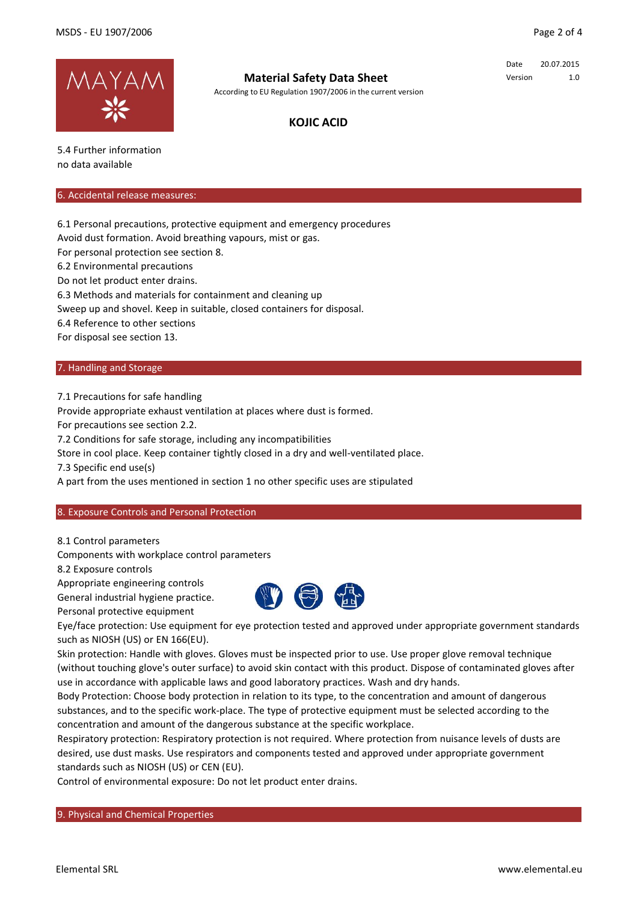5.4 Further information
no data available

## 6. Accidental release measures:

6.1 Personal precautions, protective equipment and emergency procedures
Avoid dust formation. Avoid breathing vapours, mist or gas.
For personal protection see section 8.
6.2 Environmental precautions
Do not let product enter drains.
6.3 Methods and materials for containment and cleaning up
Sweep up and shovel. Keep in suitable, closed containers for disposal.
6.4 Reference to other sections
For disposal see section 13.

## 7. Handling and Storage

7.1 Precautions for safe handling
Provide appropriate exhaust ventilation at places where dust is formed.
For precautions see section 2.2.
7.2 Conditions for safe storage, including any incompatibilities
Store in cool place. Keep container tightly closed in a dry and well-ventilated place.
7.3 Specific end use(s)
A part from the uses mentioned in section 1 no other specific uses are stipulated

## 8. Exposure Controls and Personal Protection

8.1 Control parameters
Components with workplace control parameters
8.2 Exposure controls
Appropriate engineering controls
General industrial hygiene practice.
Personal protective equipment
Eye/face protection: Use equipment for eye protection tested and approved under appropriate government standards such as NIOSH (US) or EN 166(EU).
Skin protection: Handle with gloves. Gloves must be inspected prior to use. Use proper glove removal technique (without touching glove's outer surface) to avoid skin contact with this product. Dispose of contaminated gloves after use in accordance with applicable laws and good laboratory practices. Wash and dry hands.
Body Protection: Choose body protection in relation to its type, to the concentration and amount of dangerous substances, and to the specific work-place. The type of protective equipment must be selected according to the concentration and amount of the dangerous substance at the specific workplace.
Respiratory protection: Respiratory protection is not required. Where protection from nuisance levels of dusts are desired, use dust masks. Use respirators and components tested and approved under appropriate government standards such as NIOSH (US) or CEN (EU).
Control of environmental exposure: Do not let product enter drains.

## 9. Physical and Chemical Properties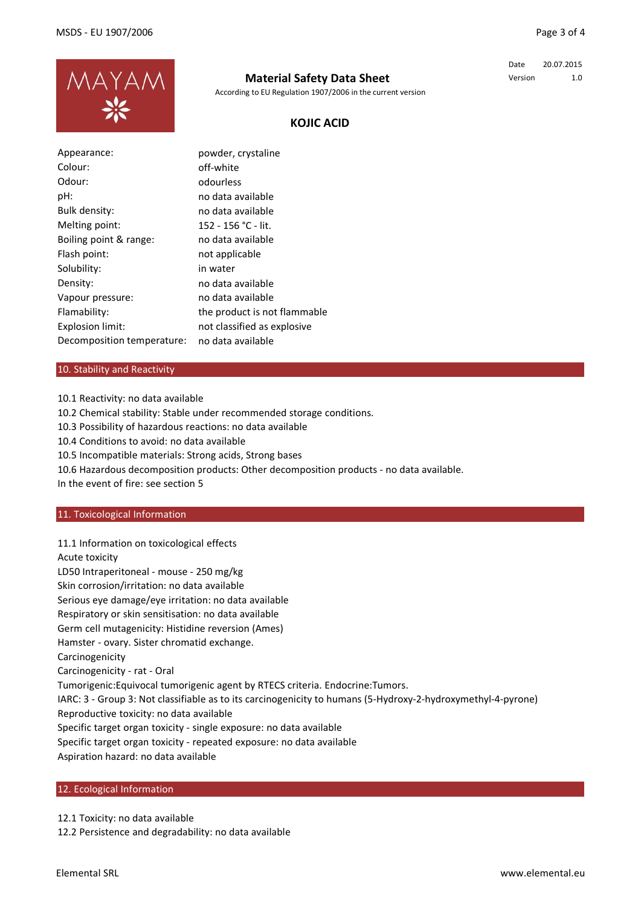| | |
|---|---|
| Appearance: | powder, crystaline |
| Colour: | off-white |
| Odour: | odourless |
| pH: | no data available |
| Bulk density: | no data available |
| Melting point: | 152 - 156 °C - lit. |
| Boiling point & range: | no data available |
| Flash point: | not applicable |
| Solubility: | in water |
| Density: | no data available |
| Vapour pressure: | no data available |
| Flamability: | the product is not flammable |
| Explosion limit: | not classified as explosive |
| Decomposition temperature: | no data available |

## 10. Stability and Reactivity

10.1 Reactivity: no data available
10.2 Chemical stability: Stable under recommended storage conditions.
10.3 Possibility of hazardous reactions: no data available
10.4 Conditions to avoid: no data available
10.5 Incompatible materials: Strong acids, Strong bases
10.6 Hazardous decomposition products: Other decomposition products - no data available.
In the event of fire: see section 5

## 11. Toxicological Information

11.1 Information on toxicological effects
Acute toxicity
LD50 Intraperitoneal - mouse - 250 mg/kg
Skin corrosion/irritation: no data available
Serious eye damage/eye irritation: no data available
Respiratory or skin sensitisation: no data available
Germ cell mutagenicity: Histidine reversion (Ames)
Hamster - ovary. Sister chromatid exchange.
Carcinogenicity
Carcinogenicity - rat - Oral
Tumorigenic:Equivocal tumorigenic agent by RTECS criteria. Endocrine:Tumors.
IARC: 3 - Group 3: Not classifiable as to its carcinogenicity to humans (5-Hydroxy-2-hydroxymethyl-4-pyrone)
Reproductive toxicity: no data available
Specific target organ toxicity - single exposure: no data available
Specific target organ toxicity - repeated exposure: no data available
Aspiration hazard: no data available

## 12. Ecological Information

12.1 Toxicity: no data available
12.2 Persistence and degradability: no data available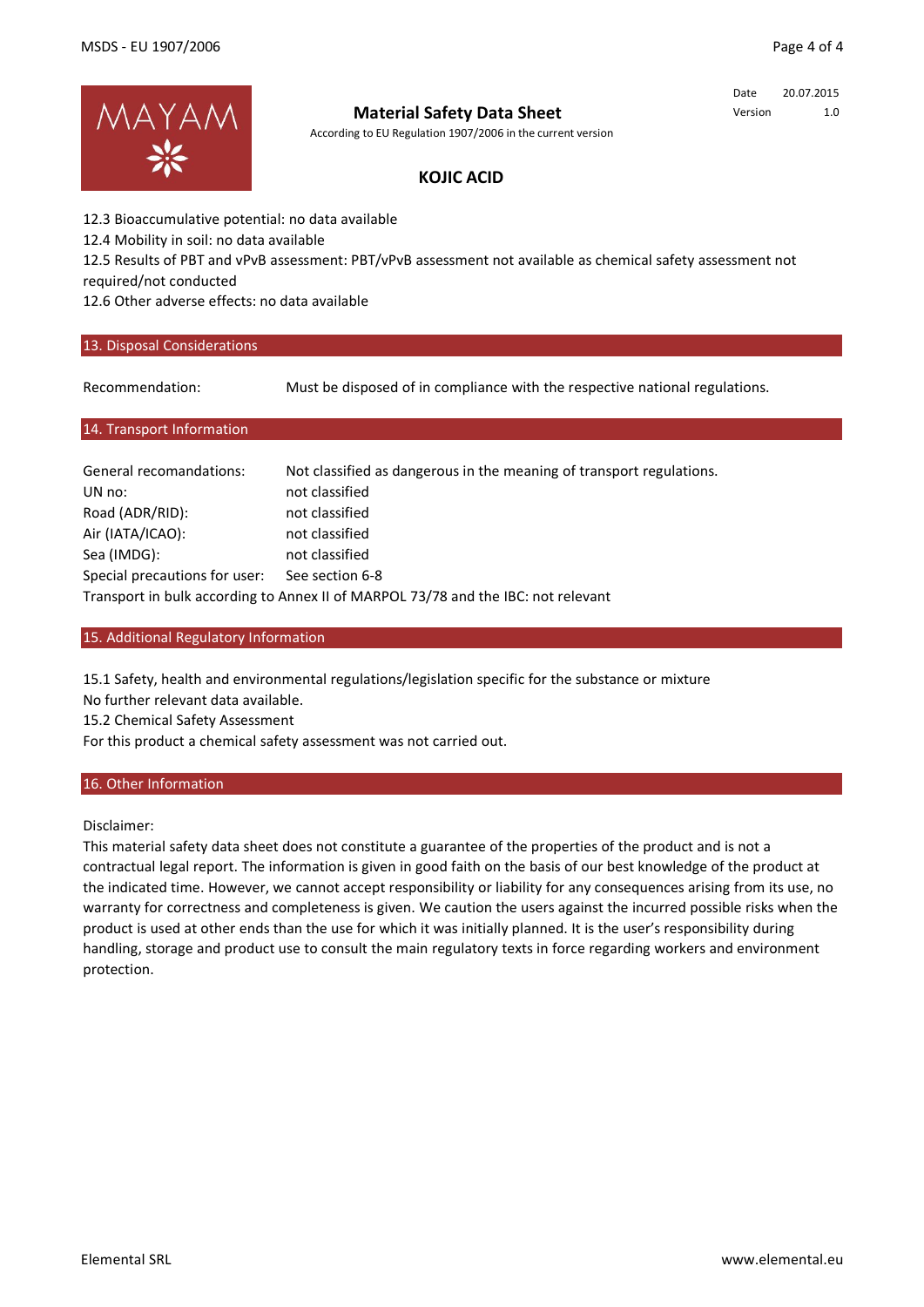12.3 Bioaccumulative potential: no data available

12.4 Mobility in soil: no data available

12.5 Results of PBT and vPvB assessment: PBT/vPvB assessment not available as chemical safety assessment not required/not conducted

12.6 Other adverse effects: no data available

## 13. Disposal Considerations

| | |
|---|---|
| Recommendation: | Must be disposed of in compliance with the respective national regulations. |

## 14. Transport Information

| | |
|---|---|
| General recomandations: | Not classified as dangerous in the meaning of transport regulations. |
| UN no: | not classified |
| Road (ADR/RID): | not classified |
| Air (IATA/ICAO): | not classified |
| Sea (IMDG): | not classified |
| Special precautions for user: | See section 6-8 |

Transport in bulk according to Annex II of MARPOL 73/78 and the IBC: not relevant

## 15. Additional Regulatory Information

15.1 Safety, health and environmental regulations/legislation specific for the substance or mixture

No further relevant data available.

15.2 Chemical Safety Assessment

For this product a chemical safety assessment was not carried out.

## 16. Other Information

Disclaimer:

This material safety data sheet does not constitute a guarantee of the properties of the product and is not a contractual legal report. The information is given in good faith on the basis of our best knowledge of the product at the indicated time. However, we cannot accept responsibility or liability for any consequences arising from its use, no warranty for correctness and completeness is given. We caution the users against the incurred possible risks when the product is used at other ends than the use for which it was initially planned. It is the user's responsibility during handling, storage and product use to consult the main regulatory texts in force regarding workers and environment protection.